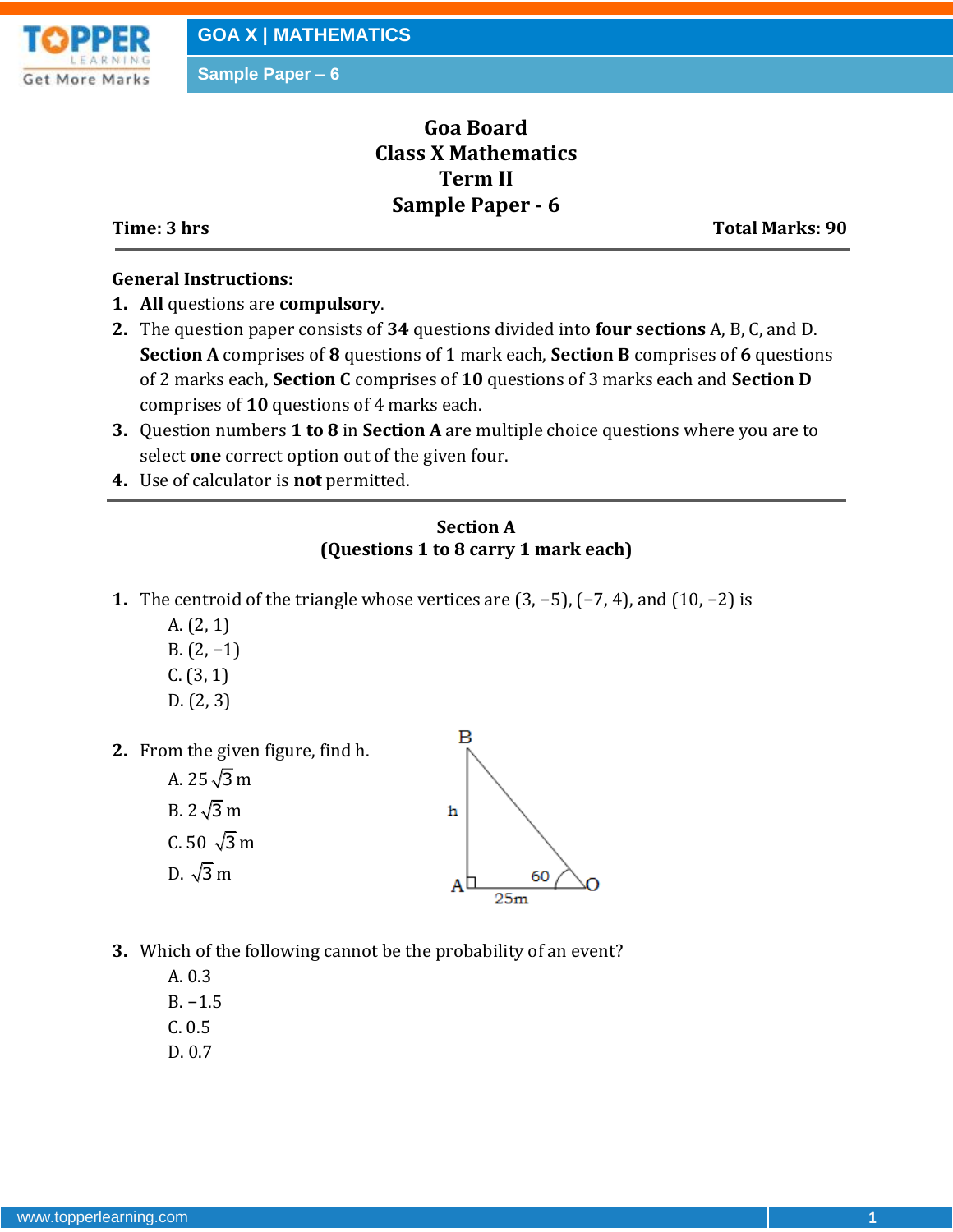# Goa Board
# Class X Mathematics
# Term II
# Sample Paper - 6

**Time: 3 hrs** **Total Marks: 90**

---

**General Instructions:**

1. **All** questions are **compulsory**.
2. The question paper consists of **34** questions divided into **four sections** A, B, C, and D. **Section A** comprises of **8** questions of 1 mark each, **Section B** comprises of **6** questions of 2 marks each, **Section C** comprises of **10** questions of 3 marks each and **Section D** comprises of **10** questions of 4 marks each.
3. Question numbers **1 to 8** in **Section A** are multiple choice questions where you are to select **one** correct option out of the given four.
4. Use of calculator is **not** permitted.

---

## Section A
### (Questions 1 to 8 carry 1 mark each)

**1.** The centroid of the triangle whose vertices are $(3, -5)$, $(-7, 4)$, and $(10, -2)$ is

A. $(2, 1)$
B. $(2, -1)$
C. $(3, 1)$
D. $(2, 3)$

**2.** From the given figure, find h.

A. $25\sqrt{3}$ m
B. $2\sqrt{3}$ m
C. $50\sqrt{3}$ m
D. $\sqrt{3}$ m

(Figure: right triangle with right angle at A, vertical side AB = h, horizontal side AO = 25m, angle at O = 60)

**3.** Which of the following cannot be the probability of an event?

A. 0.3
B. $-1.5$
C. 0.5
D. 0.7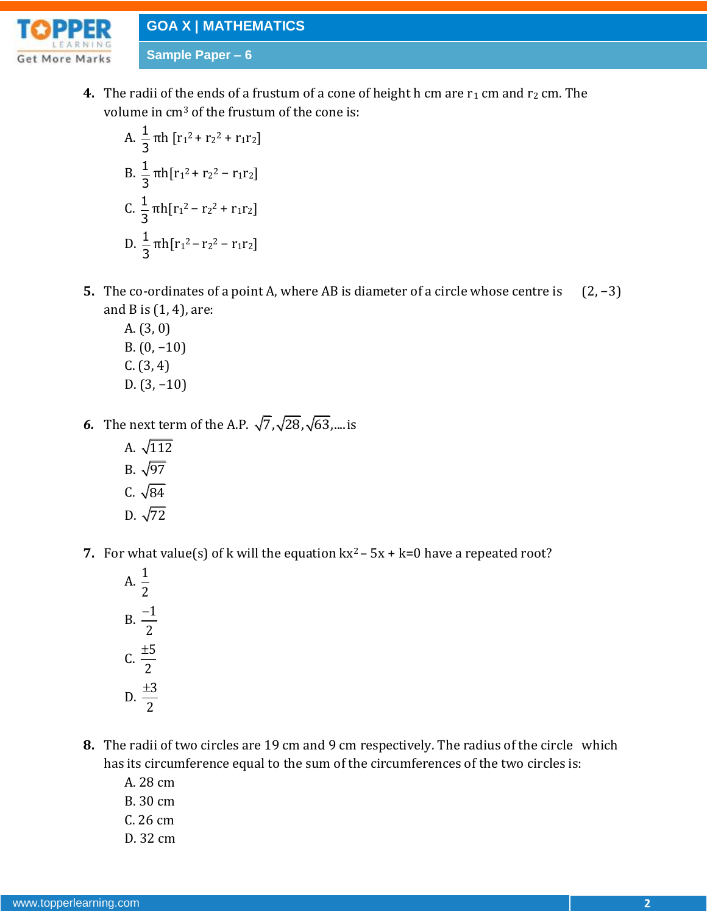**4.** The radii of the ends of a frustum of a cone of height h cm are $r_1$ cm and $r_2$ cm. The volume in $cm^3$ of the frustum of the cone is:

A. $\frac{1}{3}\pi h\left[r_1^2 + r_2^2 + r_1r_2\right]$

B. $\frac{1}{3}\pi h\left[r_1^2 + r_2^2 - r_1r_2\right]$

C. $\frac{1}{3}\pi h\left[r_1^2 - r_2^2 + r_1r_2\right]$

D. $\frac{1}{3}\pi h\left[r_1^2 - r_2^2 - r_1r_2\right]$

**5.** The co-ordinates of a point A, where AB is diameter of a circle whose centre is $(2, -3)$ and B is $(1, 4)$, are:

A. (3, 0)
B. (0, −10)
C. (3, 4)
D. (3, −10)

**6.** The next term of the A.P. $\sqrt{7}, \sqrt{28}, \sqrt{63}, \ldots$ is

A. $\sqrt{112}$
B. $\sqrt{97}$
C. $\sqrt{84}$
D. $\sqrt{72}$

**7.** For what value(s) of k will the equation $kx^2 - 5x + k = 0$ have a repeated root?

A. $\frac{1}{2}$

B. $\frac{-1}{2}$

C. $\frac{\pm 5}{2}$

D. $\frac{\pm 3}{2}$

**8.** The radii of two circles are 19 cm and 9 cm respectively. The radius of the circle which has its circumference equal to the sum of the circumferences of the two circles is:

A. 28 cm
B. 30 cm
C. 26 cm
D. 32 cm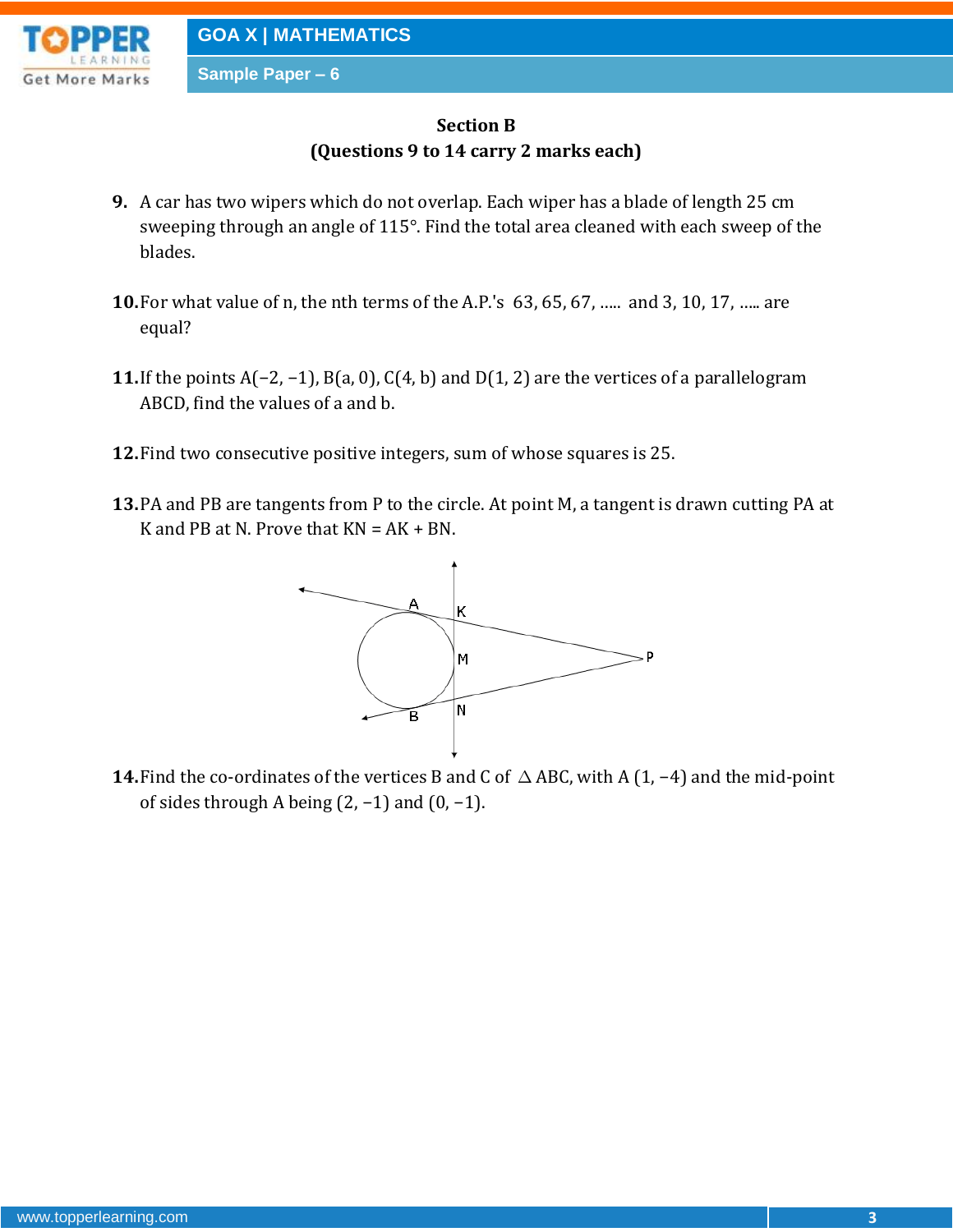## Section B

**(Questions 9 to 14 carry 2 marks each)**

**9.** A car has two wipers which do not overlap. Each wiper has a blade of length 25 cm sweeping through an angle of 115°. Find the total area cleaned with each sweep of the blades.

**10.** For what value of n, the nth terms of the A.P.'s 63, 65, 67, ..... and 3, 10, 17, ..... are equal?

**11.** If the points A(−2, −1), B(a, 0), C(4, b) and D(1, 2) are the vertices of a parallelogram ABCD, find the values of a and b.

**12.** Find two consecutive positive integers, sum of whose squares is 25.

**13.** PA and PB are tangents from P to the circle. At point M, a tangent is drawn cutting PA at K and PB at N. Prove that KN = AK + BN.

**14.** Find the co-ordinates of the vertices B and C of $\triangle ABC$, with A (1, −4) and the mid-point of sides through A being (2, −1) and (0, −1).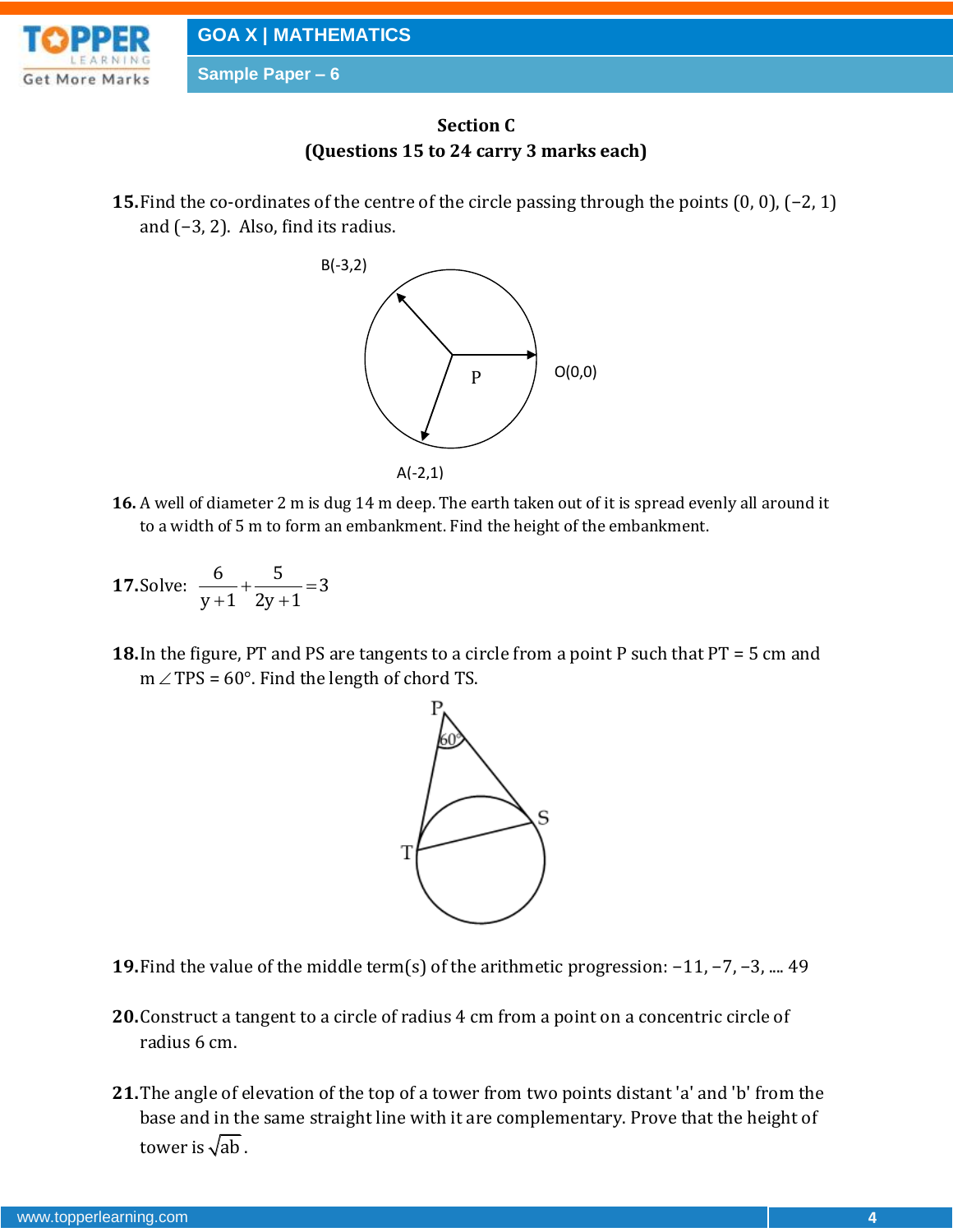**Section C**
**(Questions 15 to 24 carry 3 marks each)**

**15.** Find the co-ordinates of the centre of the circle passing through the points (0, 0), (−2, 1) and (−3, 2). Also, find its radius.

B(-3,2)

P

O(0,0)

A(-2,1)

**16.** A well of diameter 2 m is dug 14 m deep. The earth taken out of it is spread evenly all around it to a width of 5 m to form an embankment. Find the height of the embankment.

**17.** Solve: $\dfrac{6}{y+1}+\dfrac{5}{2y+1}=3$

**18.** In the figure, PT and PS are tangents to a circle from a point P such that PT = 5 cm and m$\angle$TPS = 60°. Find the length of chord TS.

**19.** Find the value of the middle term(s) of the arithmetic progression: −11, −7, −3, .... 49

**20.** Construct a tangent to a circle of radius 4 cm from a point on a concentric circle of radius 6 cm.

**21.** The angle of elevation of the top of a tower from two points distant 'a' and 'b' from the base and in the same straight line with it are complementary. Prove that the height of tower is $\sqrt{ab}$.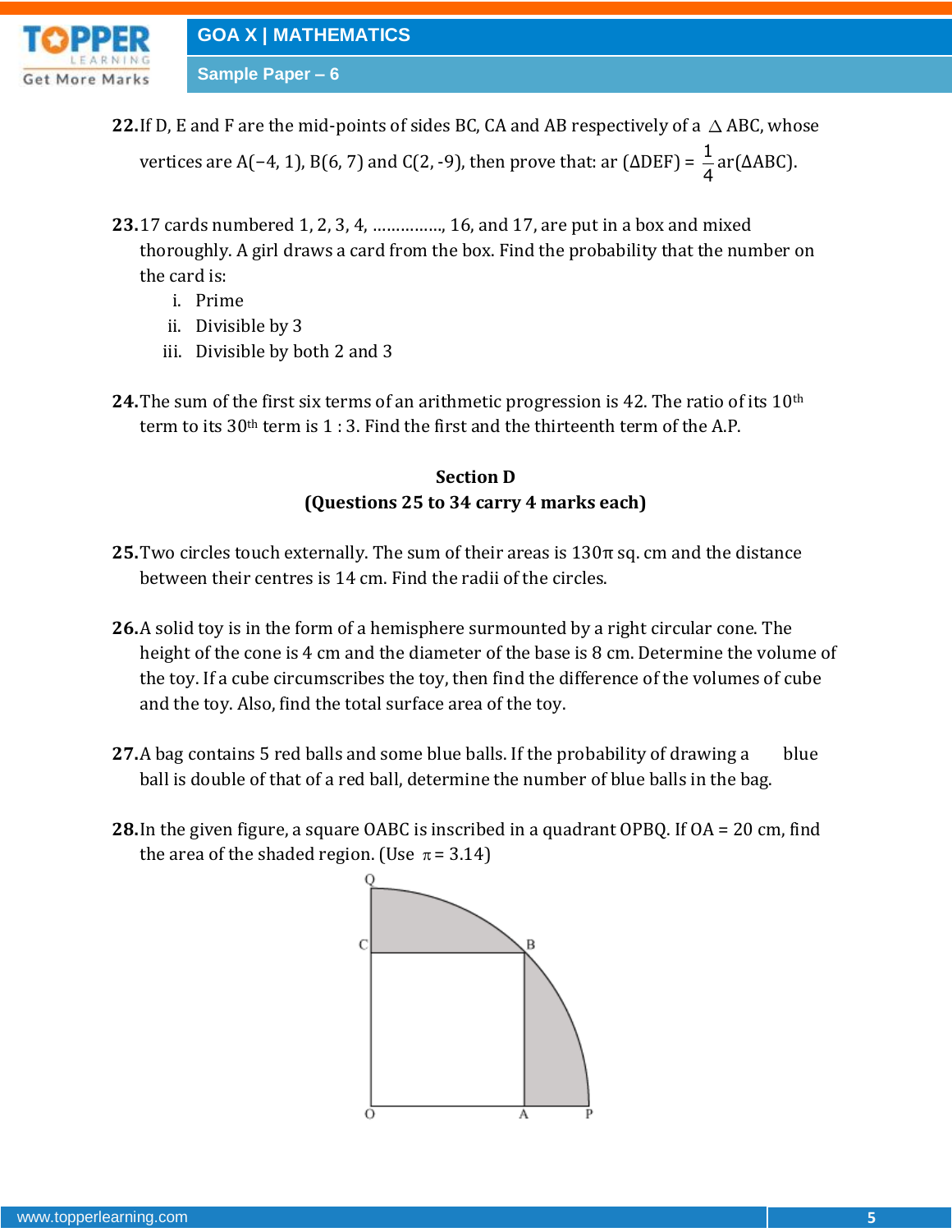**22.** If D, E and F are the mid-points of sides BC, CA and AB respectively of a $\triangle$ ABC, whose vertices are A(−4, 1), B(6, 7) and C(2, -9), then prove that: ar (ΔDEF) = $\frac{1}{4}$ar(ΔABC).

**23.** 17 cards numbered 1, 2, 3, 4, ……………, 16, and 17, are put in a box and mixed thoroughly. A girl draws a card from the box. Find the probability that the number on the card is:

i. Prime
ii. Divisible by 3
iii. Divisible by both 2 and 3

**24.** The sum of the first six terms of an arithmetic progression is 42. The ratio of its $10^{th}$ term to its $30^{th}$ term is 1 : 3. Find the first and the thirteenth term of the A.P.

## Section D
### (Questions 25 to 34 carry 4 marks each)

**25.** Two circles touch externally. The sum of their areas is 130π sq. cm and the distance between their centres is 14 cm. Find the radii of the circles.

**26.** A solid toy is in the form of a hemisphere surmounted by a right circular cone. The height of the cone is 4 cm and the diameter of the base is 8 cm. Determine the volume of the toy. If a cube circumscribes the toy, then find the difference of the volumes of cube and the toy. Also, find the total surface area of the toy.

**27.** A bag contains 5 red balls and some blue balls. If the probability of drawing a blue ball is double of that of a red ball, determine the number of blue balls in the bag.

**28.** In the given figure, a square OABC is inscribed in a quadrant OPBQ. If OA = 20 cm, find the area of the shaded region. (Use $\pi$ = 3.14)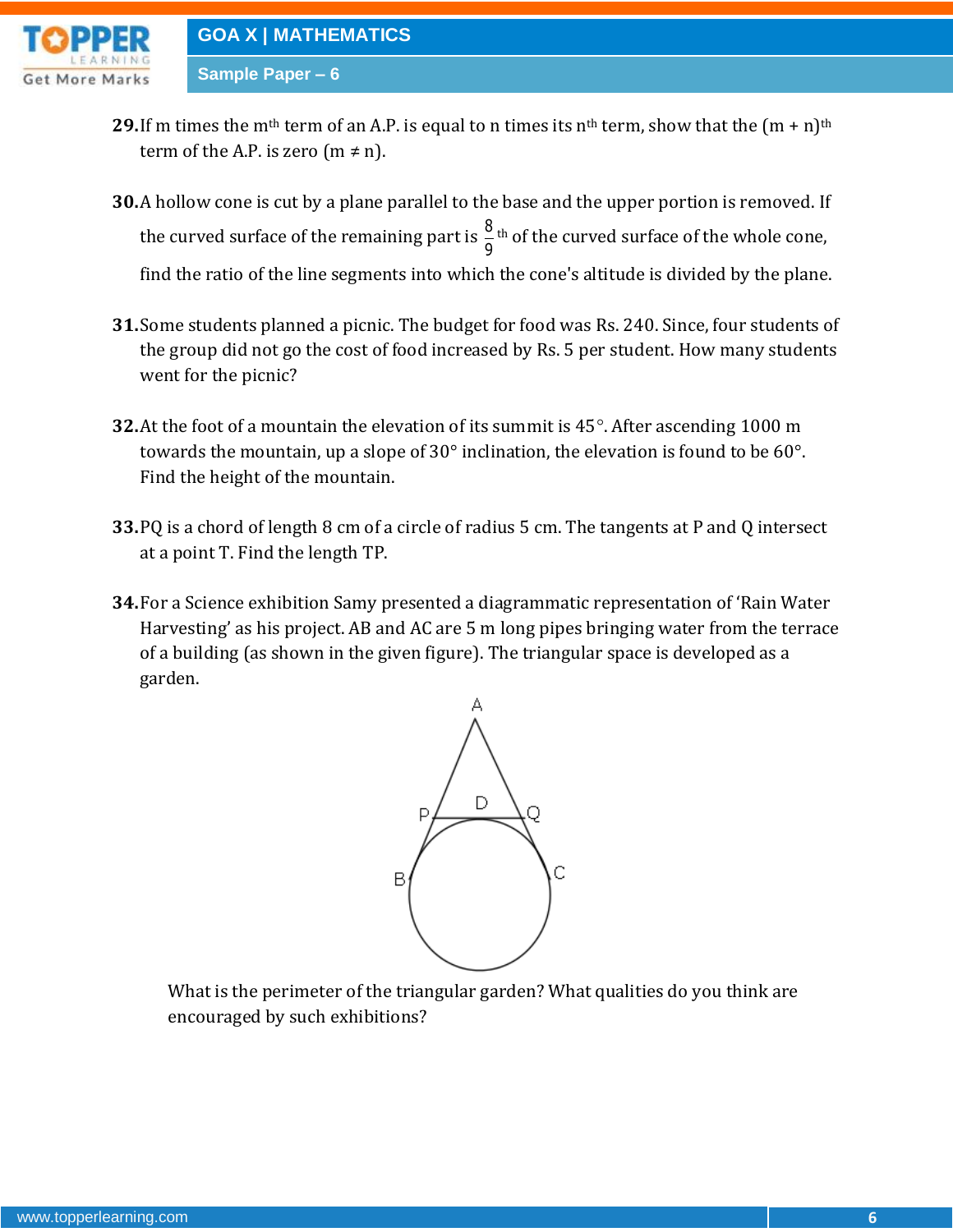**29.** If m times the $m^{th}$ term of an A.P. is equal to n times its $n^{th}$ term, show that the $(m + n)^{th}$ term of the A.P. is zero $(m \neq n)$.

**30.** A hollow cone is cut by a plane parallel to the base and the upper portion is removed. If the curved surface of the remaining part is $\frac{8}{9}^{th}$ of the curved surface of the whole cone, find the ratio of the line segments into which the cone's altitude is divided by the plane.

**31.** Some students planned a picnic. The budget for food was Rs. 240. Since, four students of the group did not go the cost of food increased by Rs. 5 per student. How many students went for the picnic?

**32.** At the foot of a mountain the elevation of its summit is 45°. After ascending 1000 m towards the mountain, up a slope of 30° inclination, the elevation is found to be 60°. Find the height of the mountain.

**33.** PQ is a chord of length 8 cm of a circle of radius 5 cm. The tangents at P and Q intersect at a point T. Find the length TP.

**34.** For a Science exhibition Samy presented a diagrammatic representation of 'Rain Water Harvesting' as his project. AB and AC are 5 m long pipes bringing water from the terrace of a building (as shown in the given figure). The triangular space is developed as a garden.

A

P D Q

B C

What is the perimeter of the triangular garden? What qualities do you think are encouraged by such exhibitions?